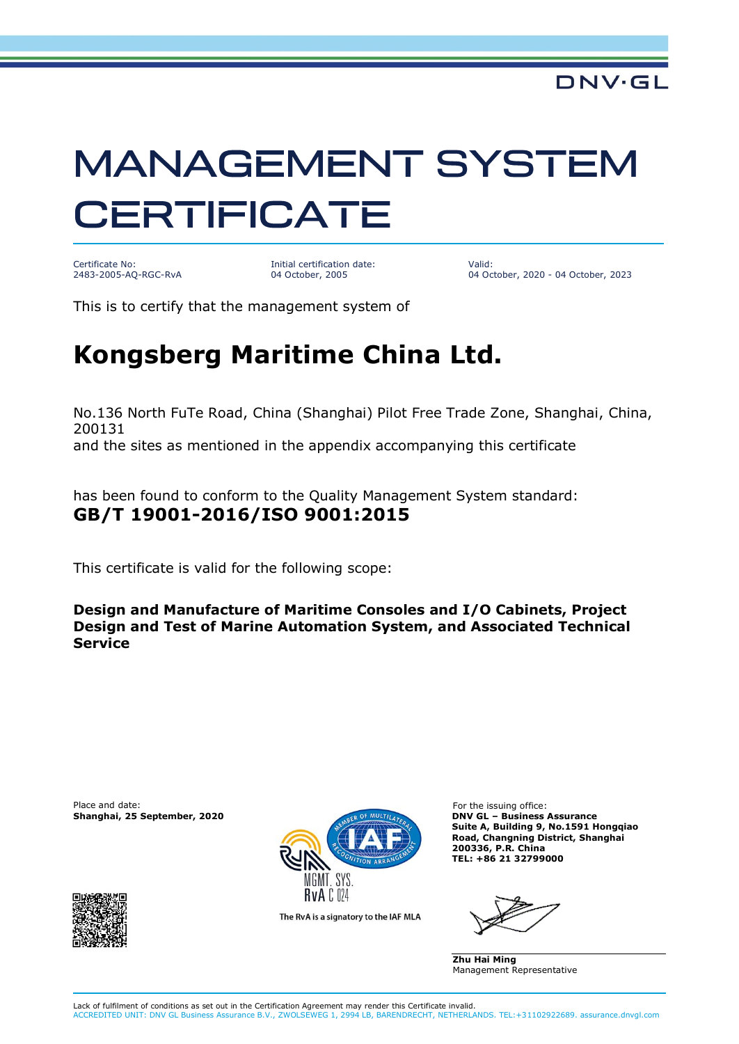DNV·GL

# MANAGEMENT SYSTEM CERTIFICATE

Certificate No:
2483-2005-AQ-RGC-RvA

Initial certification date:
04 October, 2005

Valid:
04 October, 2020 - 04 October, 2023

This is to certify that the management system of

## Kongsberg Maritime China Ltd.

No.136 North FuTe Road, China (Shanghai) Pilot Free Trade Zone, Shanghai, China, 200131
and the sites as mentioned in the appendix accompanying this certificate

has been found to conform to the Quality Management System standard:
**GB/T 19001-2016/ISO 9001:2015**

This certificate is valid for the following scope:

**Design and Manufacture of Maritime Consoles and I/O Cabinets, Project Design and Test of Marine Automation System, and Associated Technical Service**

Place and date:
**Shanghai, 25 September, 2020**

MGMT. SYS.
RvA C 024

The RvA is a signatory to the IAF MLA

For the issuing office:
**DNV GL – Business Assurance**
**Suite A, Building 9, No.1591 Hongqiao Road, Changning District, Shanghai 200336, P.R. China**
**TEL: +86 21 32799000**

**Zhu Hai Ming**
Management Representative

Lack of fulfilment of conditions as set out in the Certification Agreement may render this Certificate invalid.
ACCREDITED UNIT: DNV GL Business Assurance B.V., ZWOLSEWEG 1, 2994 LB, BARENDRECHT, NETHERLANDS. TEL:+31102922689. assurance.dnvgl.com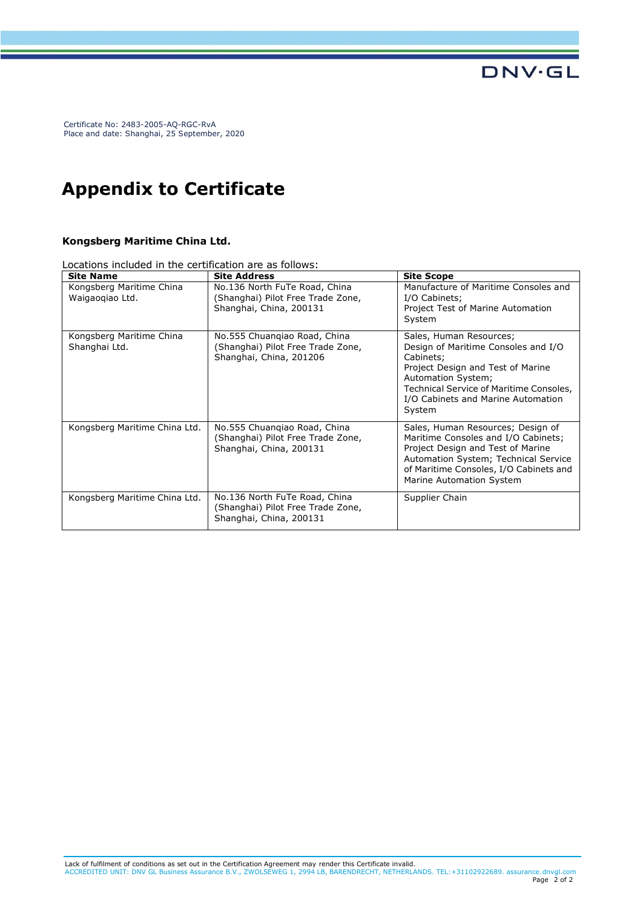Certificate No: 2483-2005-AQ-RGC-RvA
Place and date: Shanghai, 25 September, 2020

# Appendix to Certificate

**Kongsberg Maritime China Ltd.**

Locations included in the certification are as follows:

| Site Name | Site Address | Site Scope |
|---|---|---|
| Kongsberg Maritime China Waigaoqiao Ltd. | No.136 North FuTe Road, China (Shanghai) Pilot Free Trade Zone, Shanghai, China, 200131 | Manufacture of Maritime Consoles and I/O Cabinets; Project Test of Marine Automation System |
| Kongsberg Maritime China Shanghai Ltd. | No.555 Chuanqiao Road, China (Shanghai) Pilot Free Trade Zone, Shanghai, China, 201206 | Sales, Human Resources; Design of Maritime Consoles and I/O Cabinets; Project Design and Test of Marine Automation System; Technical Service of Maritime Consoles, I/O Cabinets and Marine Automation System |
| Kongsberg Maritime China Ltd. | No.555 Chuanqiao Road, China (Shanghai) Pilot Free Trade Zone, Shanghai, China, 200131 | Sales, Human Resources; Design of Maritime Consoles and I/O Cabinets; Project Design and Test of Marine Automation System; Technical Service of Maritime Consoles, I/O Cabinets and Marine Automation System |
| Kongsberg Maritime China Ltd. | No.136 North FuTe Road, China (Shanghai) Pilot Free Trade Zone, Shanghai, China, 200131 | Supplier Chain |

Lack of fulfilment of conditions as set out in the Certification Agreement may render this Certificate invalid.
ACCREDITED UNIT: DNV GL Business Assurance B.V., ZWOLSEWEG 1, 2994 LB, BARENDRECHT, NETHERLANDS. TEL:+31102922689. assurance.dnvgl.com